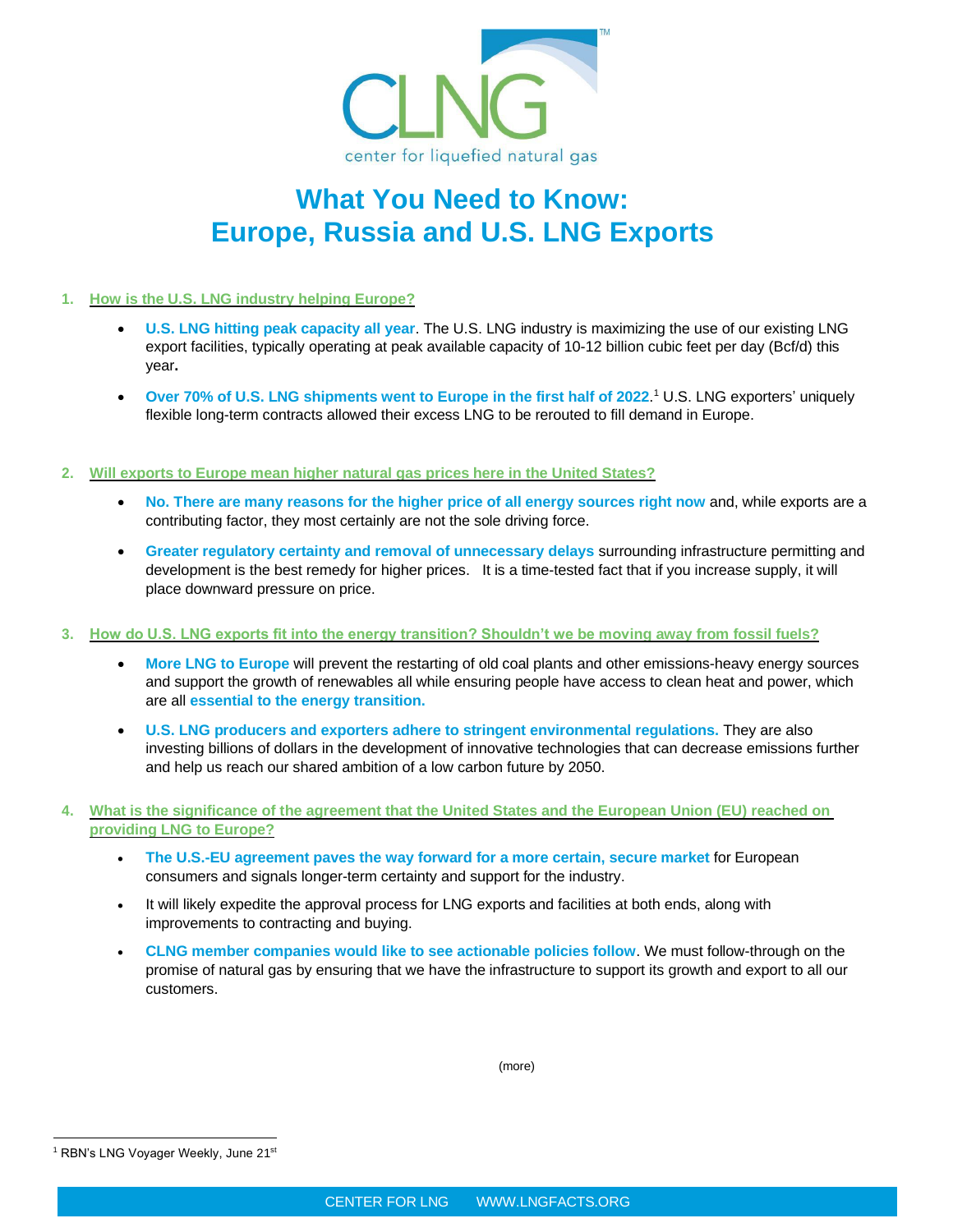CLNG

center for liquefied natural gas

# What You Need to Know: Europe, Russia and U.S. LNG Exports

## 1. How is the U.S. LNG industry helping Europe?

- **U.S. LNG hitting peak capacity all year**. The U.S. LNG industry is maximizing the use of our existing LNG export facilities, typically operating at peak available capacity of 10-12 billion cubic feet per day (Bcf/d) this year**.**
- **Over 70% of U.S. LNG shipments went to Europe in the first half of 2022**.[1] U.S. LNG exporters' uniquely flexible long-term contracts allowed their excess LNG to be rerouted to fill demand in Europe.

## 2. Will exports to Europe mean higher natural gas prices here in the United States?

- **No. There are many reasons for the higher price of all energy sources right now** and, while exports are a contributing factor, they most certainly are not the sole driving force.
- **Greater regulatory certainty and removal of unnecessary delays** surrounding infrastructure permitting and development is the best remedy for higher prices. It is a time-tested fact that if you increase supply, it will place downward pressure on price.

## 3. How do U.S. LNG exports fit into the energy transition? Shouldn't we be moving away from fossil fuels?

- **More LNG to Europe** will prevent the restarting of old coal plants and other emissions-heavy energy sources and support the growth of renewables all while ensuring people have access to clean heat and power, which are all **essential to the energy transition.**
- **U.S. LNG producers and exporters adhere to stringent environmental regulations.** They are also investing billions of dollars in the development of innovative technologies that can decrease emissions further and help us reach our shared ambition of a low carbon future by 2050.

## 4. What is the significance of the agreement that the United States and the European Union (EU) reached on providing LNG to Europe?

- **The U.S.-EU agreement paves the way forward for a more certain, secure market** for European consumers and signals longer-term certainty and support for the industry.
- It will likely expedite the approval process for LNG exports and facilities at both ends, along with improvements to contracting and buying.
- **CLNG member companies would like to see actionable policies follow**. We must follow-through on the promise of natural gas by ensuring that we have the infrastructure to support its growth and export to all our customers.

(more)

[1] RBN's LNG Voyager Weekly, June 21st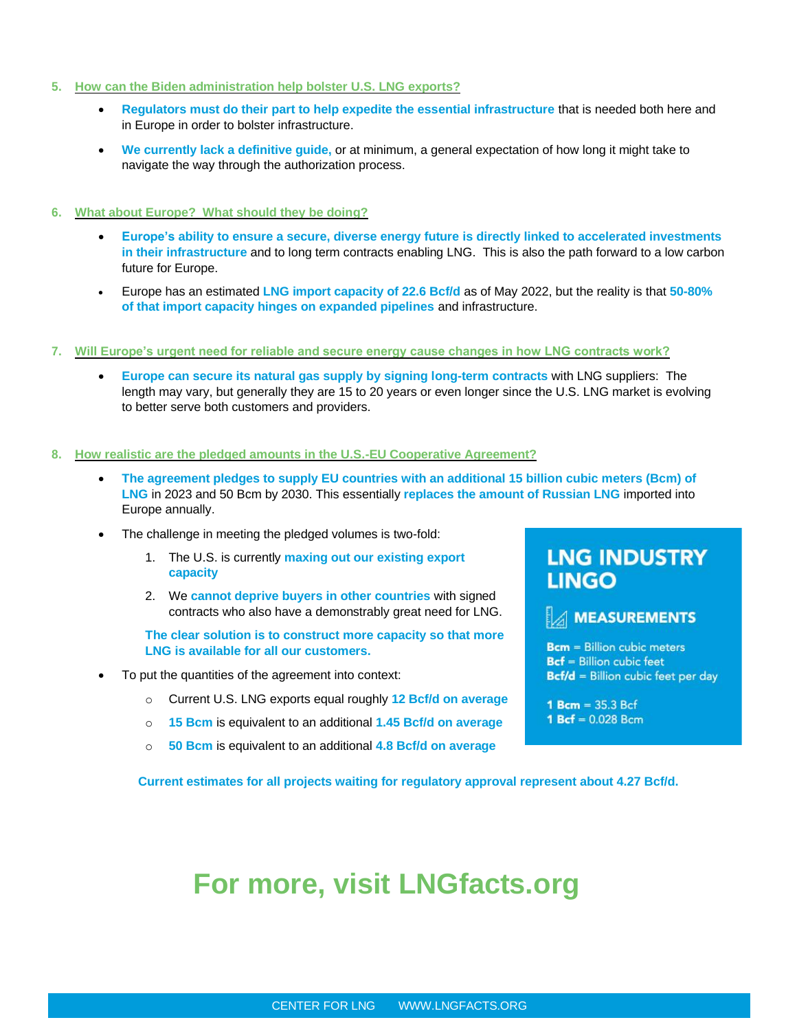5. **How can the Biden administration help bolster U.S. LNG exports?**
   - **Regulators must do their part to help expedite the essential infrastructure** that is needed both here and in Europe in order to bolster infrastructure.
   - **We currently lack a definitive guide,** or at minimum, a general expectation of how long it might take to navigate the way through the authorization process.

6. **What about Europe? What should they be doing?**
   - **Europe's ability to ensure a secure, diverse energy future is directly linked to accelerated investments in their infrastructure** and to long term contracts enabling LNG. This is also the path forward to a low carbon future for Europe.
   - Europe has an estimated **LNG import capacity of 22.6 Bcf/d** as of May 2022, but the reality is that **50-80% of that import capacity hinges on expanded pipelines** and infrastructure.

7. **Will Europe's urgent need for reliable and secure energy cause changes in how LNG contracts work?**
   - **Europe can secure its natural gas supply by signing long-term contracts** with LNG suppliers: The length may vary, but generally they are 15 to 20 years or even longer since the U.S. LNG market is evolving to better serve both customers and providers.

8. **How realistic are the pledged amounts in the U.S.-EU Cooperative Agreement?**
   - **The agreement pledges to supply EU countries with an additional 15 billion cubic meters (Bcm) of LNG** in 2023 and 50 Bcm by 2030. This essentially **replaces the amount of Russian LNG** imported into Europe annually.
   - The challenge in meeting the pledged volumes is two-fold:
     1. The U.S. is currently **maxing out our existing export capacity**
     2. We **cannot deprive buyers in other countries** with signed contracts who also have a demonstrably great need for LNG.

     **The clear solution is to construct more capacity so that more LNG is available for all our customers.**
   - To put the quantities of the agreement into context:
     - Current U.S. LNG exports equal roughly **12 Bcf/d on average**
     - **15 Bcm** is equivalent to an additional **1.45 Bcf/d on average**
     - **50 Bcm** is equivalent to an additional **4.8 Bcf/d on average**

**Current estimates for all projects waiting for regulatory approval represent about 4.27 Bcf/d.**

## LNG INDUSTRY LINGO

### MEASUREMENTS

**Bcm** = Billion cubic meters
**Bcf** = Billion cubic feet
**Bcf/d** = Billion cubic feet per day

**1 Bcm** = 35.3 Bcf
**1 Bcf** = 0.028 Bcm

# For more, visit LNGfacts.org

CENTER FOR LNG WWW.LNGFACTS.ORG